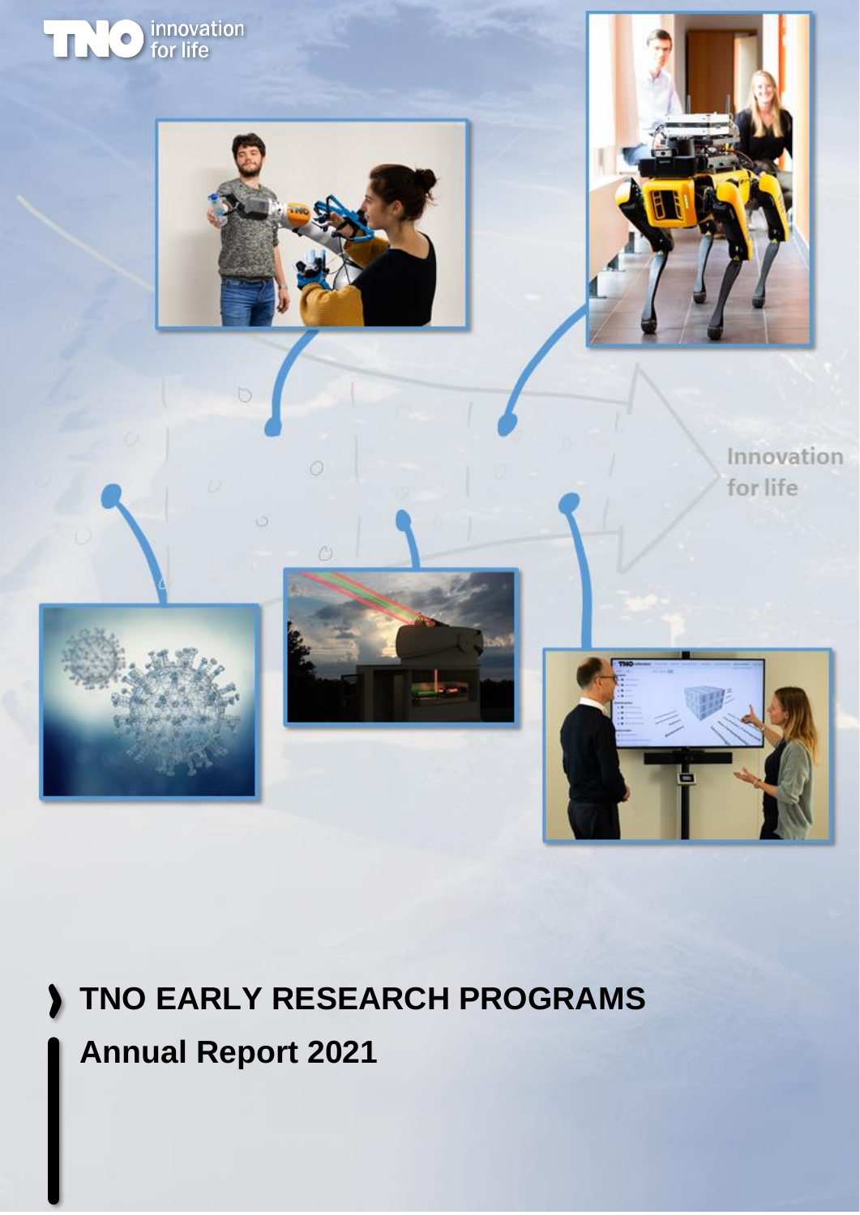# TNO EARLY RESEARCH PROGRAMS

## Annual Report 2021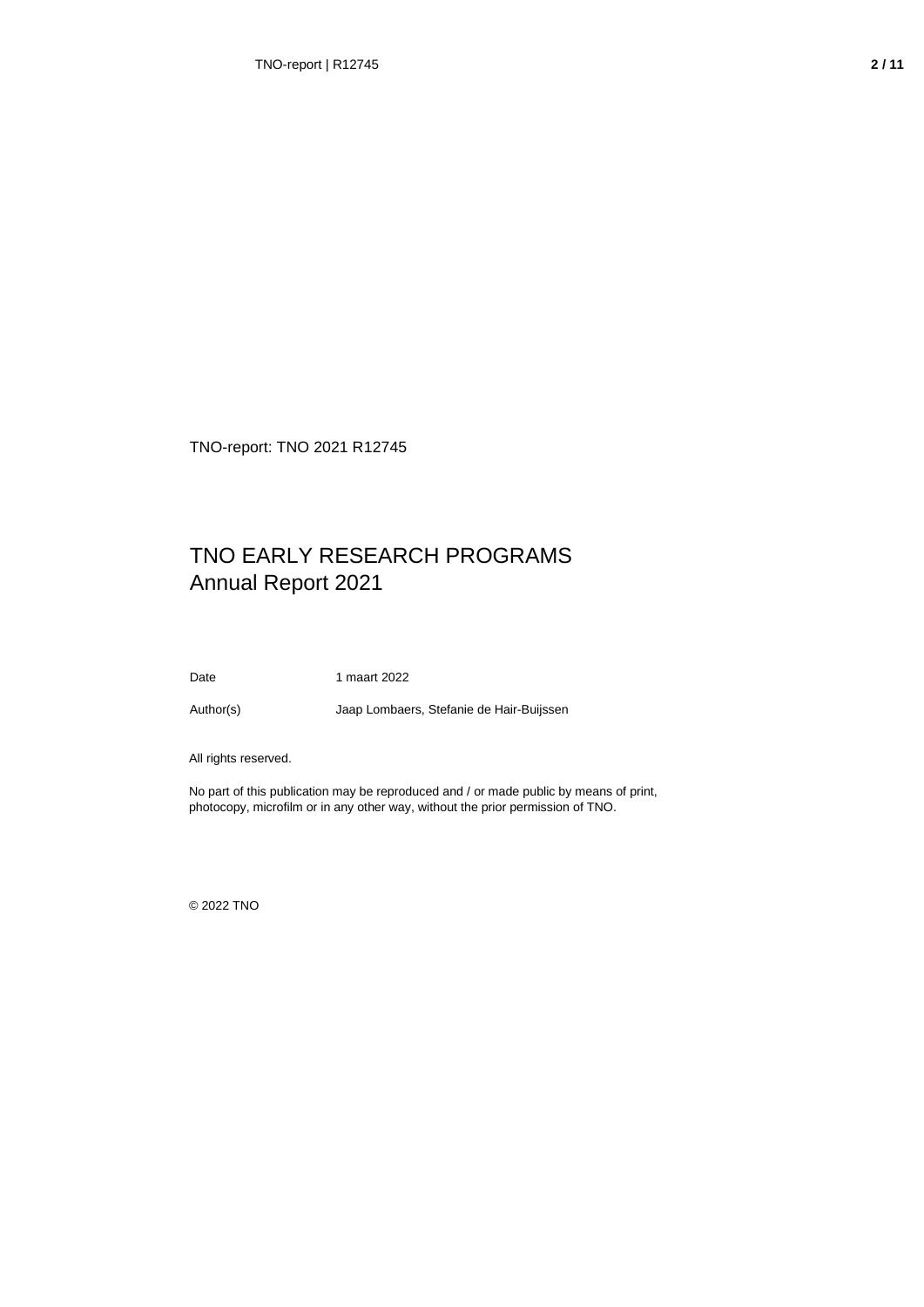TNO-report: TNO 2021 R12745

# TNO EARLY RESEARCH PROGRAMS
## Annual Report 2021

| | |
|---|---|
| Date | 1 maart 2022 |
| Author(s) | Jaap Lombaers, Stefanie de Hair-Buijssen |

All rights reserved.

No part of this publication may be reproduced and / or made public by means of print, photocopy, microfilm or in any other way, without the prior permission of TNO.

© 2022 TNO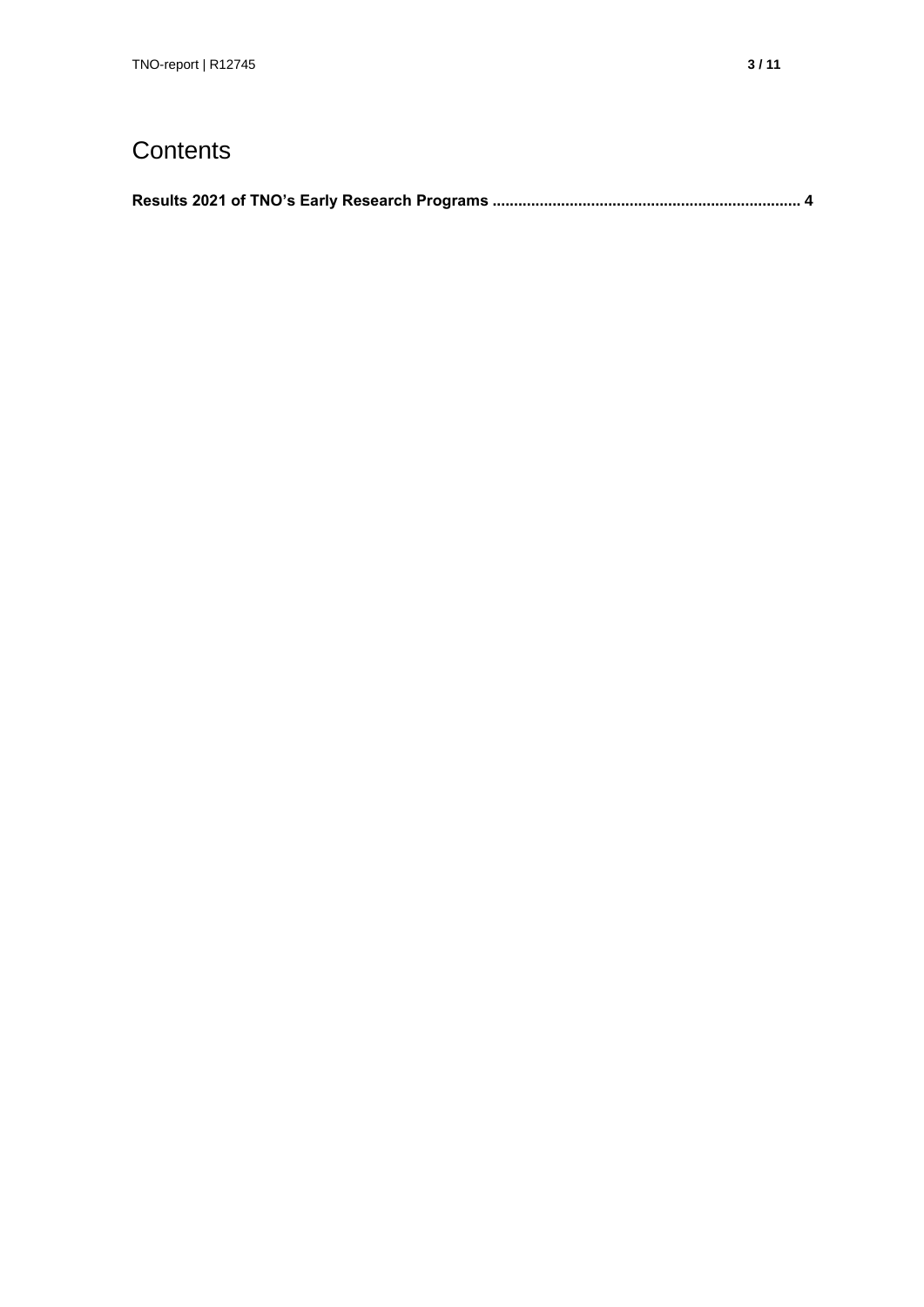# Contents

**Results 2021 of TNO's Early Research Programs ........................................................................ 4**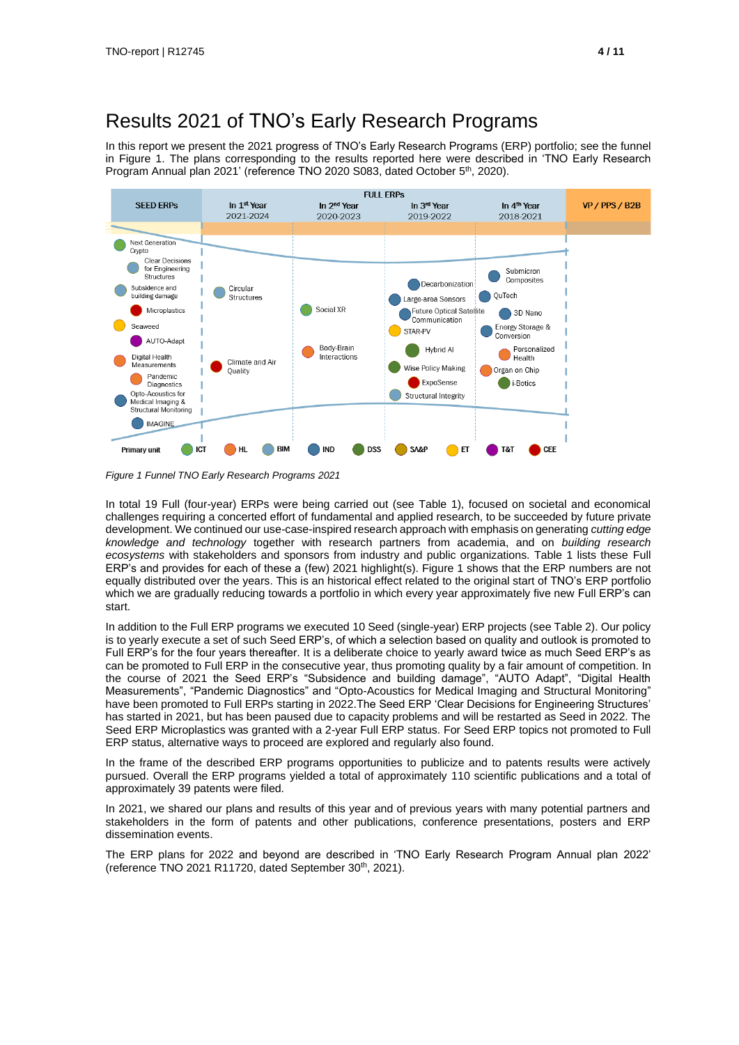# Results 2021 of TNO's Early Research Programs

In this report we present the 2021 progress of TNO's Early Research Programs (ERP) portfolio; see the funnel in Figure 1. The plans corresponding to the results reported here were described in 'TNO Early Research Program Annual plan 2021' (reference TNO 2020 S083, dated October 5th, 2020).

*Figure 1 Funnel TNO Early Research Programs 2021*

In total 19 Full (four-year) ERPs were being carried out (see Table 1), focused on societal and economical challenges requiring a concerted effort of fundamental and applied research, to be succeeded by future private development. We continued our use-case-inspired research approach with emphasis on generating *cutting edge knowledge and technology* together with research partners from academia, and on *building research ecosystems* with stakeholders and sponsors from industry and public organizations. Table 1 lists these Full ERP's and provides for each of these a (few) 2021 highlight(s). Figure 1 shows that the ERP numbers are not equally distributed over the years. This is an historical effect related to the original start of TNO's ERP portfolio which we are gradually reducing towards a portfolio in which every year approximately five new Full ERP's can start.

In addition to the Full ERP programs we executed 10 Seed (single-year) ERP projects (see Table 2). Our policy is to yearly execute a set of such Seed ERP's, of which a selection based on quality and outlook is promoted to Full ERP's for the four years thereafter. It is a deliberate choice to yearly award twice as much Seed ERP's as can be promoted to Full ERP in the consecutive year, thus promoting quality by a fair amount of competition. In the course of 2021 the Seed ERP's "Subsidence and building damage", "AUTO Adapt", "Digital Health Measurements", "Pandemic Diagnostics" and "Opto-Acoustics for Medical Imaging and Structural Monitoring" have been promoted to Full ERPs starting in 2022.The Seed ERP 'Clear Decisions for Engineering Structures' has started in 2021, but has been paused due to capacity problems and will be restarted as Seed in 2022. The Seed ERP Microplastics was granted with a 2-year Full ERP status. For Seed ERP topics not promoted to Full ERP status, alternative ways to proceed are explored and regularly also found.

In the frame of the described ERP programs opportunities to publicize and to patents results were actively pursued. Overall the ERP programs yielded a total of approximately 110 scientific publications and a total of approximately 39 patents were filed.

In 2021, we shared our plans and results of this year and of previous years with many potential partners and stakeholders in the form of patents and other publications, conference presentations, posters and ERP dissemination events.

The ERP plans for 2022 and beyond are described in 'TNO Early Research Program Annual plan 2022' (reference TNO 2021 R11720, dated September 30th, 2021).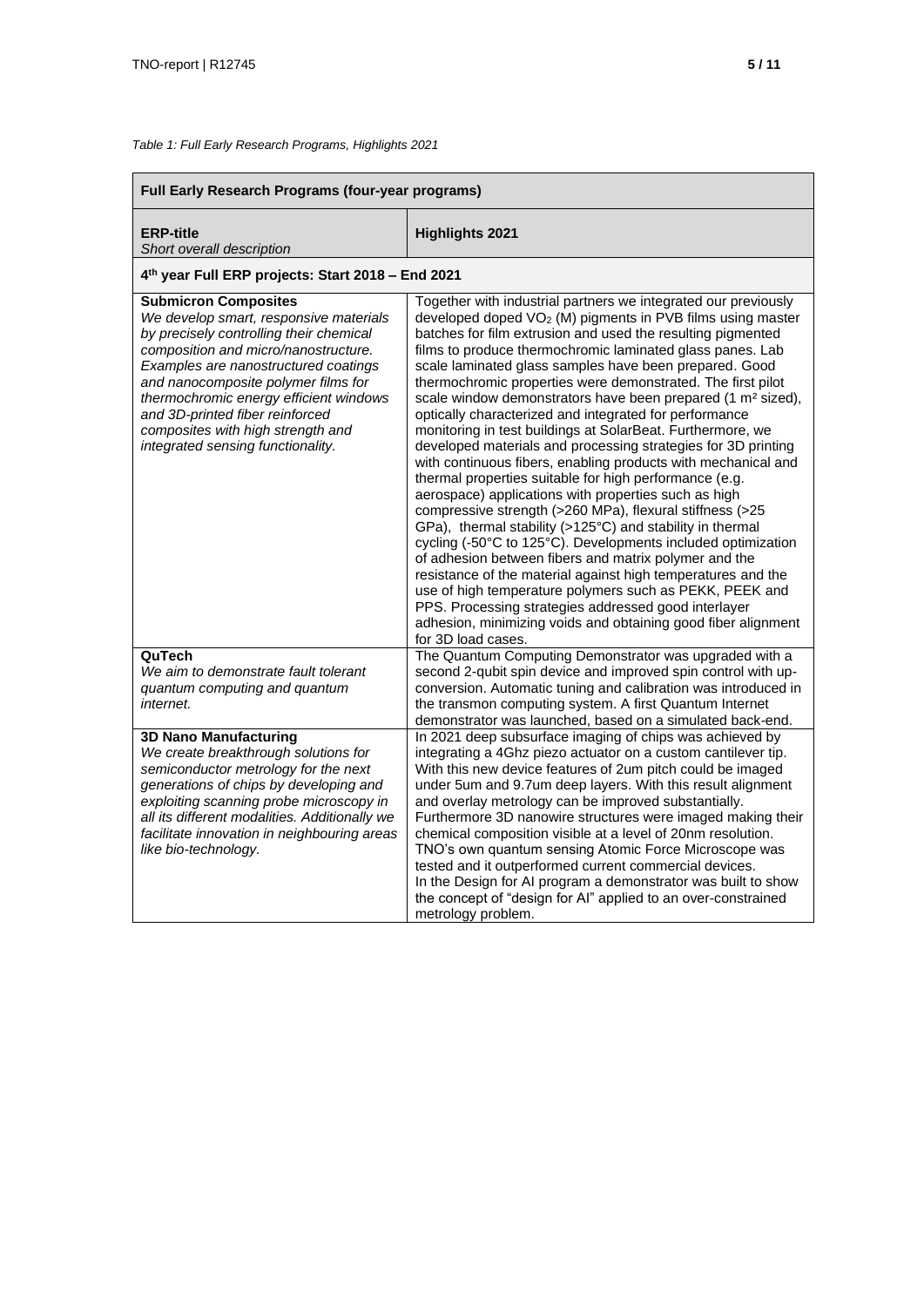*Table 1: Full Early Research Programs, Highlights 2021*

| **Full Early Research Programs (four-year programs)** | |
|---|---|
| **ERP-title**<br>*Short overall description* | **Highlights 2021** |
| **4th year Full ERP projects: Start 2018 – End 2021** | |
| **Submicron Composites**<br>*We develop smart, responsive materials by precisely controlling their chemical composition and micro/nanostructure. Examples are nanostructured coatings and nanocomposite polymer films for thermochromic energy efficient windows and 3D-printed fiber reinforced composites with high strength and integrated sensing functionality.* | Together with industrial partners we integrated our previously developed doped $VO_2$ (M) pigments in PVB films using master batches for film extrusion and used the resulting pigmented films to produce thermochromic laminated glass panes. Lab scale laminated glass samples have been prepared. Good thermochromic properties were demonstrated. The first pilot scale window demonstrators have been prepared (1 $m^2$ sized), optically characterized and integrated for performance monitoring in test buildings at SolarBeat. Furthermore, we developed materials and processing strategies for 3D printing with continuous fibers, enabling products with mechanical and thermal properties suitable for high performance (e.g. aerospace) applications with properties such as high compressive strength (>260 MPa), flexural stiffness (>25 GPa), thermal stability (>125°C) and stability in thermal cycling (-50°C to 125°C). Developments included optimization of adhesion between fibers and matrix polymer and the resistance of the material against high temperatures and the use of high temperature polymers such as PEKK, PEEK and PPS. Processing strategies addressed good interlayer adhesion, minimizing voids and obtaining good fiber alignment for 3D load cases. |
| **QuTech**<br>*We aim to demonstrate fault tolerant quantum computing and quantum internet.* | The Quantum Computing Demonstrator was upgraded with a second 2-qubit spin device and improved spin control with up-conversion. Automatic tuning and calibration was introduced in the transmon computing system. A first Quantum Internet demonstrator was launched, based on a simulated back-end. |
| **3D Nano Manufacturing**<br>*We create breakthrough solutions for semiconductor metrology for the next generations of chips by developing and exploiting scanning probe microscopy in all its different modalities. Additionally we facilitate innovation in neighbouring areas like bio-technology.* | In 2021 deep subsurface imaging of chips was achieved by integrating a 4Ghz piezo actuator on a custom cantilever tip. With this new device features of 2um pitch could be imaged under 5um and 9.7um deep layers. With this result alignment and overlay metrology can be improved substantially. Furthermore 3D nanowire structures were imaged making their chemical composition visible at a level of 20nm resolution. TNO's own quantum sensing Atomic Force Microscope was tested and it outperformed current commercial devices.<br>In the Design for AI program a demonstrator was built to show the concept of "design for AI" applied to an over-constrained metrology problem. |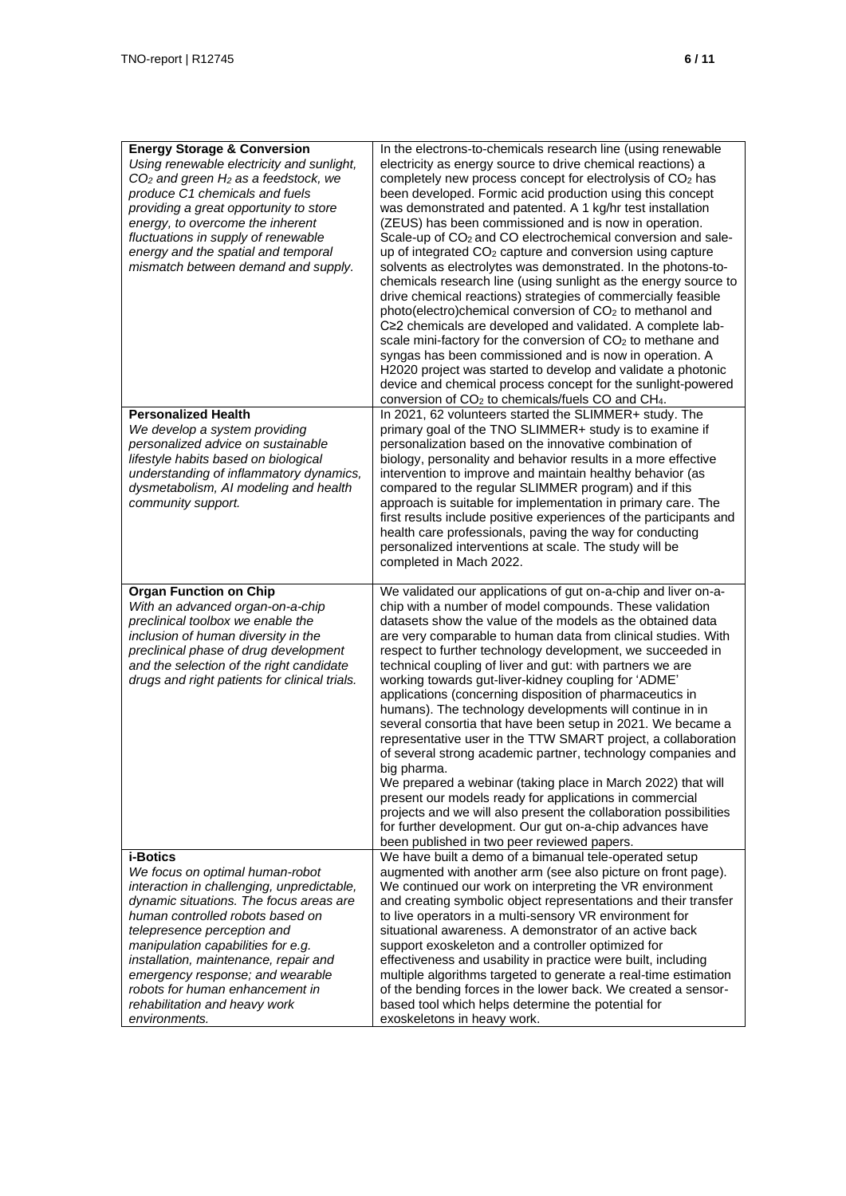| | |
|---|---|
| **Energy Storage & Conversion**<br>*Using renewable electricity and sunlight, $CO_2$ and green $H_2$ as a feedstock, we produce C1 chemicals and fuels providing a great opportunity to store energy, to overcome the inherent fluctuations in supply of renewable energy and the spatial and temporal mismatch between demand and supply.* | In the electrons-to-chemicals research line (using renewable electricity as energy source to drive chemical reactions) a completely new process concept for electrolysis of $CO_2$ has been developed. Formic acid production using this concept was demonstrated and patented. A 1 kg/hr test installation (ZEUS) has been commissioned and is now in operation. Scale-up of $CO_2$ and CO electrochemical conversion and sale-up of integrated $CO_2$ capture and conversion using capture solvents as electrolytes was demonstrated. In the photons-to-chemicals research line (using sunlight as the energy source to drive chemical reactions) strategies of commercially feasible photo(electro)chemical conversion of $CO_2$ to methanol and C≥2 chemicals are developed and validated. A complete lab-scale mini-factory for the conversion of $CO_2$ to methane and syngas has been commissioned and is now in operation. A H2020 project was started to develop and validate a photonic device and chemical process concept for the sunlight-powered conversion of $CO_2$ to chemicals/fuels CO and $CH_4$. |
| **Personalized Health**<br>*We develop a system providing personalized advice on sustainable lifestyle habits based on biological understanding of inflammatory dynamics, dysmetabolism, AI modeling and health community support.* | In 2021, 62 volunteers started the SLIMMER+ study. The primary goal of the TNO SLIMMER+ study is to examine if personalization based on the innovative combination of biology, personality and behavior results in a more effective intervention to improve and maintain healthy behavior (as compared to the regular SLIMMER program) and if this approach is suitable for implementation in primary care. The first results include positive experiences of the participants and health care professionals, paving the way for conducting personalized interventions at scale. The study will be completed in Mach 2022. |
| **Organ Function on Chip**<br>*With an advanced organ-on-a-chip preclinical toolbox we enable the inclusion of human diversity in the preclinical phase of drug development and the selection of the right candidate drugs and right patients for clinical trials.* | We validated our applications of gut on-a-chip and liver on-a-chip with a number of model compounds. These validation datasets show the value of the models as the obtained data are very comparable to human data from clinical studies. With respect to further technology development, we succeeded in technical coupling of liver and gut: with partners we are working towards gut-liver-kidney coupling for 'ADME' applications (concerning disposition of pharmaceutics in humans). The technology developments will continue in in several consortia that have been setup in 2021. We became a representative user in the TTW SMART project, a collaboration of several strong academic partner, technology companies and big pharma.<br>We prepared a webinar (taking place in March 2022) that will present our models ready for applications in commercial projects and we will also present the collaboration possibilities for further development. Our gut on-a-chip advances have been published in two peer reviewed papers. |
| **i-Botics**<br>*We focus on optimal human-robot interaction in challenging, unpredictable, dynamic situations. The focus areas are human controlled robots based on telepresence perception and manipulation capabilities for e.g. installation, maintenance, repair and emergency response; and wearable robots for human enhancement in rehabilitation and heavy work environments.* | We have built a demo of a bimanual tele-operated setup augmented with another arm (see also picture on front page). We continued our work on interpreting the VR environment and creating symbolic object representations and their transfer to live operators in a multi-sensory VR environment for situational awareness. A demonstrator of an active back support exoskeleton and a controller optimized for effectiveness and usability in practice were built, including multiple algorithms targeted to generate a real-time estimation of the bending forces in the lower back. We created a sensor-based tool which helps determine the potential for exoskeletons in heavy work. |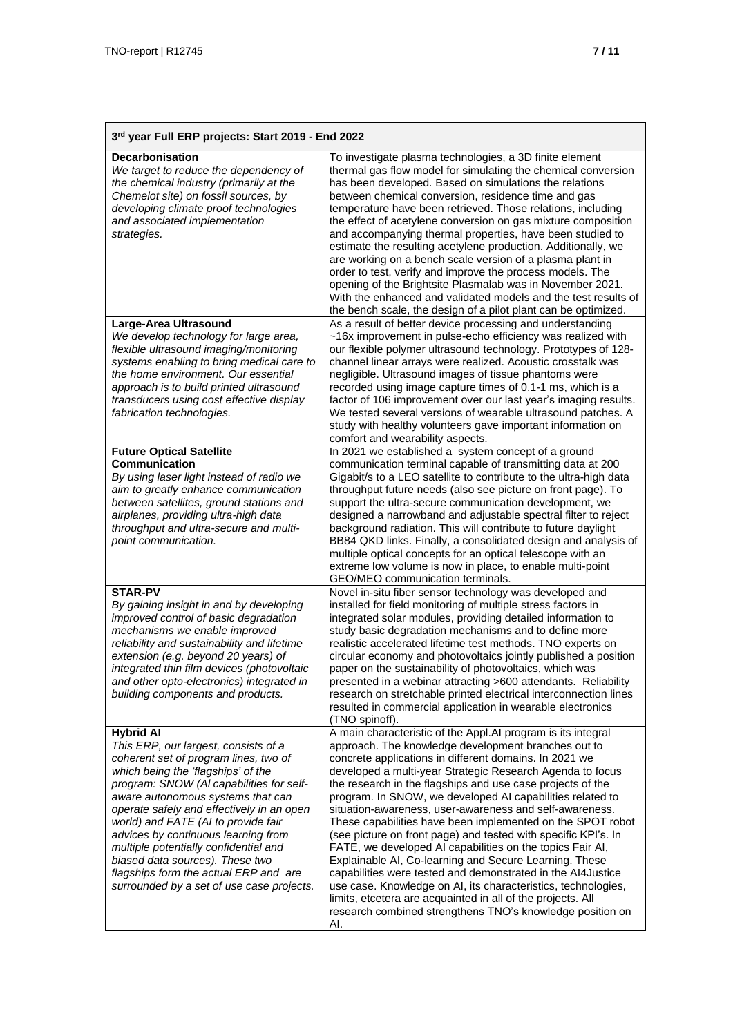| 3rd year Full ERP projects: Start 2019 - End 2022 | |
|---|---|
| **Decarbonisation**<br>*We target to reduce the dependency of the chemical industry (primarily at the Chemelot site) on fossil sources, by developing climate proof technologies and associated implementation strategies.* | To investigate plasma technologies, a 3D finite element thermal gas flow model for simulating the chemical conversion has been developed. Based on simulations the relations between chemical conversion, residence time and gas temperature have been retrieved. Those relations, including the effect of acetylene conversion on gas mixture composition and accompanying thermal properties, have been studied to estimate the resulting acetylene production. Additionally, we are working on a bench scale version of a plasma plant in order to test, verify and improve the process models. The opening of the Brightsite Plasmalab was in November 2021. With the enhanced and validated models and the test results of the bench scale, the design of a pilot plant can be optimized. |
| **Large-Area Ultrasound**<br>*We develop technology for large area, flexible ultrasound imaging/monitoring systems enabling to bring medical care to the home environment. Our essential approach is to build printed ultrasound transducers using cost effective display fabrication technologies.* | As a result of better device processing and understanding ~16x improvement in pulse-echo efficiency was realized with our flexible polymer ultrasound technology. Prototypes of 128-channel linear arrays were realized. Acoustic crosstalk was negligible. Ultrasound images of tissue phantoms were recorded using image capture times of 0.1-1 ms, which is a factor of 106 improvement over our last year's imaging results. We tested several versions of wearable ultrasound patches. A study with healthy volunteers gave important information on comfort and wearability aspects. |
| **Future Optical Satellite Communication**<br>*By using laser light instead of radio we aim to greatly enhance communication between satellites, ground stations and airplanes, providing ultra-high data throughput and ultra-secure and multi-point communication.* | In 2021 we established a system concept of a ground communication terminal capable of transmitting data at 200 Gigabit/s to a LEO satellite to contribute to the ultra-high data throughput future needs (also see picture on front page). To support the ultra-secure communication development, we designed a narrowband and adjustable spectral filter to reject background radiation. This will contribute to future daylight BB84 QKD links. Finally, a consolidated design and analysis of multiple optical concepts for an optical telescope with an extreme low volume is now in place, to enable multi-point GEO/MEO communication terminals. |
| **STAR-PV**<br>*By gaining insight in and by developing improved control of basic degradation mechanisms we enable improved reliability and sustainability and lifetime extension (e.g. beyond 20 years) of integrated thin film devices (photovoltaic and other opto-electronics) integrated in building components and products.* | Novel in-situ fiber sensor technology was developed and installed for field monitoring of multiple stress factors in integrated solar modules, providing detailed information to study basic degradation mechanisms and to define more realistic accelerated lifetime test methods. TNO experts on circular economy and photovoltaics jointly published a position paper on the sustainability of photovoltaics, which was presented in a webinar attracting >600 attendants. Reliability research on stretchable printed electrical interconnection lines resulted in commercial application in wearable electronics (TNO spinoff). |
| **Hybrid AI**<br>*This ERP, our largest, consists of a coherent set of program lines, two of which being the 'flagships' of the program: SNOW (AI capabilities for self-aware autonomous systems that can operate safely and effectively in an open world) and FATE (AI to provide fair advices by continuous learning from multiple potentially confidential and biased data sources). These two flagships form the actual ERP and are surrounded by a set of use case projects.* | A main characteristic of the Appl.AI program is its integral approach. The knowledge development branches out to concrete applications in different domains. In 2021 we developed a multi-year Strategic Research Agenda to focus the research in the flagships and use case projects of the program. In SNOW, we developed AI capabilities related to situation-awareness, user-awareness and self-awareness. These capabilities have been implemented on the SPOT robot (see picture on front page) and tested with specific KPI's. In FATE, we developed AI capabilities on the topics Fair AI, Explainable AI, Co-learning and Secure Learning. These capabilities were tested and demonstrated in the AI4Justice use case. Knowledge on AI, its characteristics, technologies, limits, etcetera are acquainted in all of the projects. All research combined strengthens TNO's knowledge position on AI. |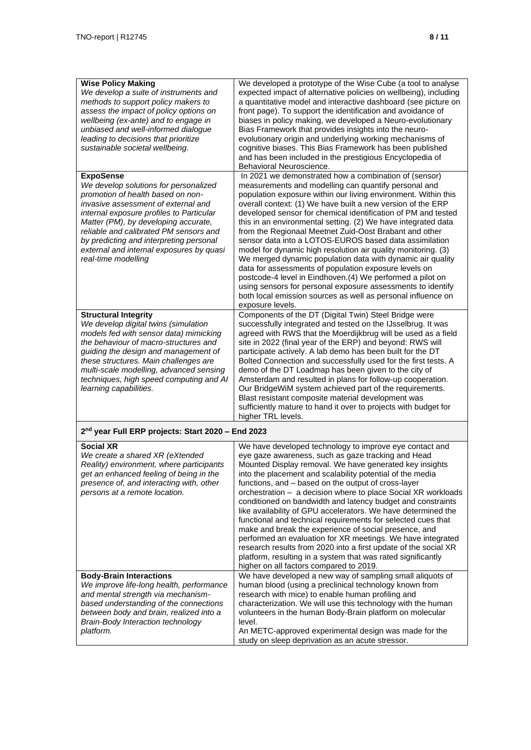| | |
|---|---|
| **Wise Policy Making**<br>*We develop a suite of instruments and methods to support policy makers to assess the impact of policy options on wellbeing (ex-ante) and to engage in unbiased and well-informed dialogue leading to decisions that prioritize sustainable societal wellbeing.* | We developed a prototype of the Wise Cube (a tool to analyse expected impact of alternative policies on wellbeing), including a quantitative model and interactive dashboard (see picture on front page). To support the identification and avoidance of biases in policy making, we developed a Neuro-evolutionary Bias Framework that provides insights into the neuro-evolutionary origin and underlying working mechanisms of cognitive biases. This Bias Framework has been published and has been included in the prestigious Encyclopedia of Behavioral Neuroscience. |
| **ExpoSense**<br>*We develop solutions for personalized promotion of health based on non-invasive assessment of external and internal exposure profiles to Particular Matter (PM), by developing accurate, reliable and calibrated PM sensors and by predicting and interpreting personal external and internal exposures by quasi real-time modelling* | In 2021 we demonstrated how a combination of (sensor) measurements and modelling can quantify personal and population exposure within our living environment. Within this overall context: (1) We have built a new version of the ERP developed sensor for chemical identification of PM and tested this in an environmental setting. (2) We have integrated data from the Regionaal Meetnet Zuid-Oost Brabant and other sensor data into a LOTOS-EUROS based data assimilation model for dynamic high resolution air quality monitoring. (3) We merged dynamic population data with dynamic air quality data for assessments of population exposure levels on postcode-4 level in Eindhoven.(4) We performed a pilot on using sensors for personal exposure assessments to identify both local emission sources as well as personal influence on exposure levels. |
| **Structural Integrity**<br>*We develop digital twins (simulation models fed with sensor data) mimicking the behaviour of macro-structures and guiding the design and management of these structures. Main challenges are multi-scale modelling, advanced sensing techniques, high speed computing and AI learning capabilities.* | Components of the DT (Digital Twin) Steel Bridge were successfully integrated and tested on the IJsselbrug. It was agreed with RWS that the Moerdijkbrug will be used as a field site in 2022 (final year of the ERP) and beyond: RWS will participate actively. A lab demo has been built for the DT Bolted Connection and successfully used for the first tests. A demo of the DT Loadmap has been given to the city of Amsterdam and resulted in plans for follow-up cooperation. Our BridgeWiM system achieved part of the requirements. Blast resistant composite material development was sufficiently mature to hand it over to projects with budget for higher TRL levels. |
| **2nd year Full ERP projects: Start 2020 – End 2023** | |
| **Social XR**<br>*We create a shared XR (eXtended Reality) environment, where participants get an enhanced feeling of being in the presence of, and interacting with, other persons at a remote location.* | We have developed technology to improve eye contact and eye gaze awareness, such as gaze tracking and Head Mounted Display removal. We have generated key insights into the placement and scalability potential of the media functions, and – based on the output of cross-layer orchestration – a decision where to place Social XR workloads conditioned on bandwidth and latency budget and constraints like availability of GPU accelerators. We have determined the functional and technical requirements for selected cues that make and break the experience of social presence, and performed an evaluation for XR meetings. We have integrated research results from 2020 into a first update of the social XR platform, resulting in a system that was rated significantly higher on all factors compared to 2019. |
| **Body-Brain Interactions**<br>*We improve life-long health, performance and mental strength via mechanism-based understanding of the connections between body and brain, realized into a Brain-Body Interaction technology platform.* | We have developed a new way of sampling small aliquots of human blood (using a preclinical technology known from research with mice) to enable human profiling and characterization. We will use this technology with the human volunteers in the human Body-Brain platform on molecular level.<br>An METC-approved experimental design was made for the study on sleep deprivation as an acute stressor. |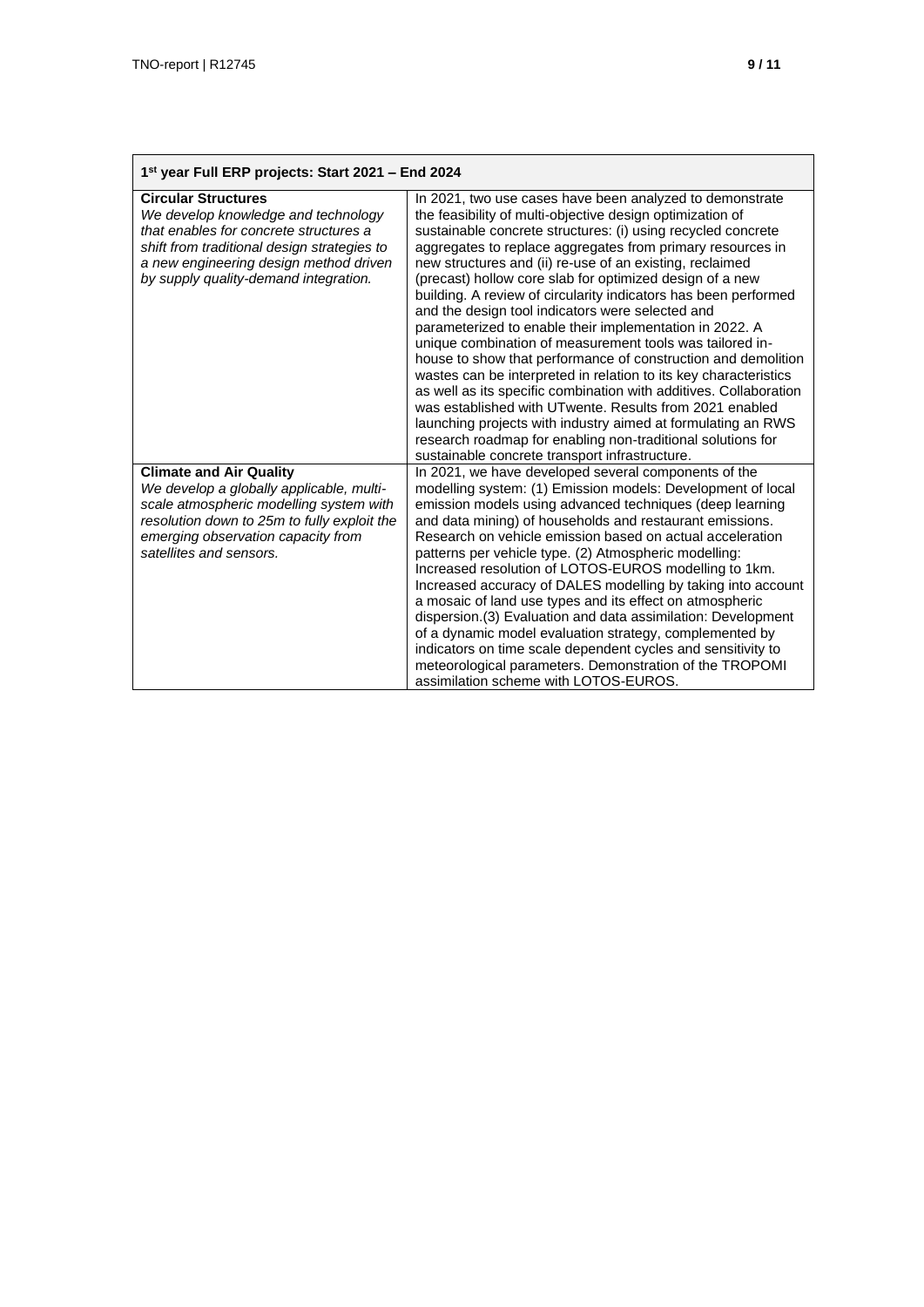| 1st year Full ERP projects: Start 2021 – End 2024 | |
|---|---|
| **Circular Structures**<br>*We develop knowledge and technology that enables for concrete structures a shift from traditional design strategies to a new engineering design method driven by supply quality-demand integration.* | In 2021, two use cases have been analyzed to demonstrate the feasibility of multi-objective design optimization of sustainable concrete structures: (i) using recycled concrete aggregates to replace aggregates from primary resources in new structures and (ii) re-use of an existing, reclaimed (precast) hollow core slab for optimized design of a new building. A review of circularity indicators has been performed and the design tool indicators were selected and parameterized to enable their implementation in 2022. A unique combination of measurement tools was tailored in-house to show that performance of construction and demolition wastes can be interpreted in relation to its key characteristics as well as its specific combination with additives. Collaboration was established with UTwente. Results from 2021 enabled launching projects with industry aimed at formulating an RWS research roadmap for enabling non-traditional solutions for sustainable concrete transport infrastructure. |
| **Climate and Air Quality**<br>*We develop a globally applicable, multi-scale atmospheric modelling system with resolution down to 25m to fully exploit the emerging observation capacity from satellites and sensors.* | In 2021, we have developed several components of the modelling system: (1) Emission models: Development of local emission models using advanced techniques (deep learning and data mining) of households and restaurant emissions. Research on vehicle emission based on actual acceleration patterns per vehicle type. (2) Atmospheric modelling: Increased resolution of LOTOS-EUROS modelling to 1km. Increased accuracy of DALES modelling by taking into account a mosaic of land use types and its effect on atmospheric dispersion.(3) Evaluation and data assimilation: Development of a dynamic model evaluation strategy, complemented by indicators on time scale dependent cycles and sensitivity to meteorological parameters. Demonstration of the TROPOMI assimilation scheme with LOTOS-EUROS. |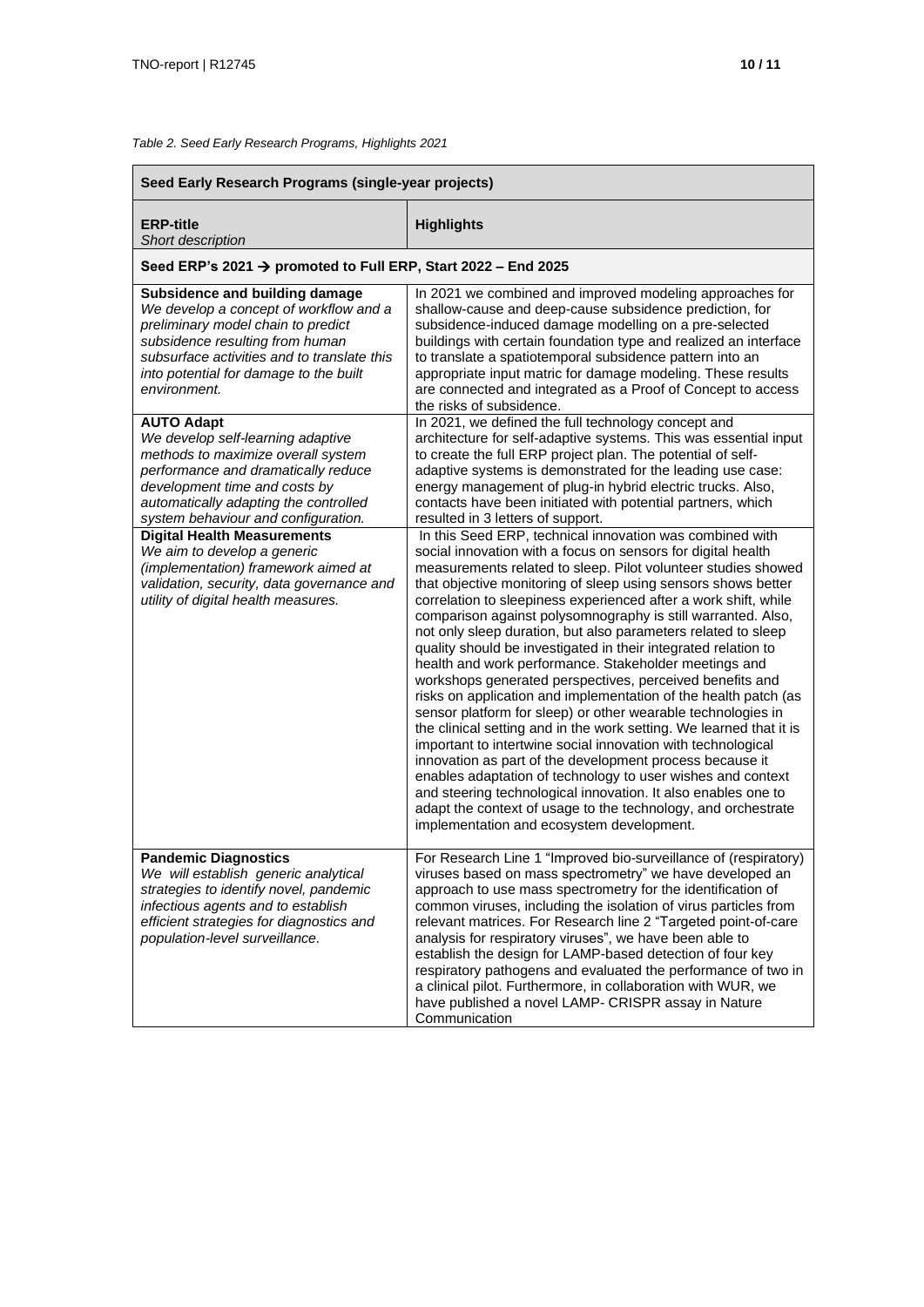*Table 2. Seed Early Research Programs, Highlights 2021*

| **Seed Early Research Programs (single-year projects)** | |
|---|---|
| **ERP-title**<br>*Short description* | **Highlights** |
| **Seed ERP's 2021 → promoted to Full ERP, Start 2022 – End 2025** | |
| **Subsidence and building damage**<br>*We develop a concept of workflow and a preliminary model chain to predict subsidence resulting from human subsurface activities and to translate this into potential for damage to the built environment.* | In 2021 we combined and improved modeling approaches for shallow-cause and deep-cause subsidence prediction, for subsidence-induced damage modelling on a pre-selected buildings with certain foundation type and realized an interface to translate a spatiotemporal subsidence pattern into an appropriate input matric for damage modeling. These results are connected and integrated as a Proof of Concept to access the risks of subsidence. |
| **AUTO Adapt**<br>*We develop self-learning adaptive methods to maximize overall system performance and dramatically reduce development time and costs by automatically adapting the controlled system behaviour and configuration.* | In 2021, we defined the full technology concept and architecture for self-adaptive systems. This was essential input to create the full ERP project plan. The potential of self-adaptive systems is demonstrated for the leading use case: energy management of plug-in hybrid electric trucks. Also, contacts have been initiated with potential partners, which resulted in 3 letters of support. |
| **Digital Health Measurements**<br>*We aim to develop a generic (implementation) framework aimed at validation, security, data governance and utility of digital health measures.* | In this Seed ERP, technical innovation was combined with social innovation with a focus on sensors for digital health measurements related to sleep. Pilot volunteer studies showed that objective monitoring of sleep using sensors shows better correlation to sleepiness experienced after a work shift, while comparison against polysomnography is still warranted. Also, not only sleep duration, but also parameters related to sleep quality should be investigated in their integrated relation to health and work performance. Stakeholder meetings and workshops generated perspectives, perceived benefits and risks on application and implementation of the health patch (as sensor platform for sleep) or other wearable technologies in the clinical setting and in the work setting. We learned that it is important to intertwine social innovation with technological innovation as part of the development process because it enables adaptation of technology to user wishes and context and steering technological innovation. It also enables one to adapt the context of usage to the technology, and orchestrate implementation and ecosystem development. |
| **Pandemic Diagnostics**<br>*We will establish generic analytical strategies to identify novel, pandemic infectious agents and to establish efficient strategies for diagnostics and population-level surveillance.* | For Research Line 1 "Improved bio-surveillance of (respiratory) viruses based on mass spectrometry" we have developed an approach to use mass spectrometry for the identification of common viruses, including the isolation of virus particles from relevant matrices. For Research line 2 "Targeted point-of-care analysis for respiratory viruses", we have been able to establish the design for LAMP-based detection of four key respiratory pathogens and evaluated the performance of two in a clinical pilot. Furthermore, in collaboration with WUR, we have published a novel LAMP- CRISPR assay in Nature Communication |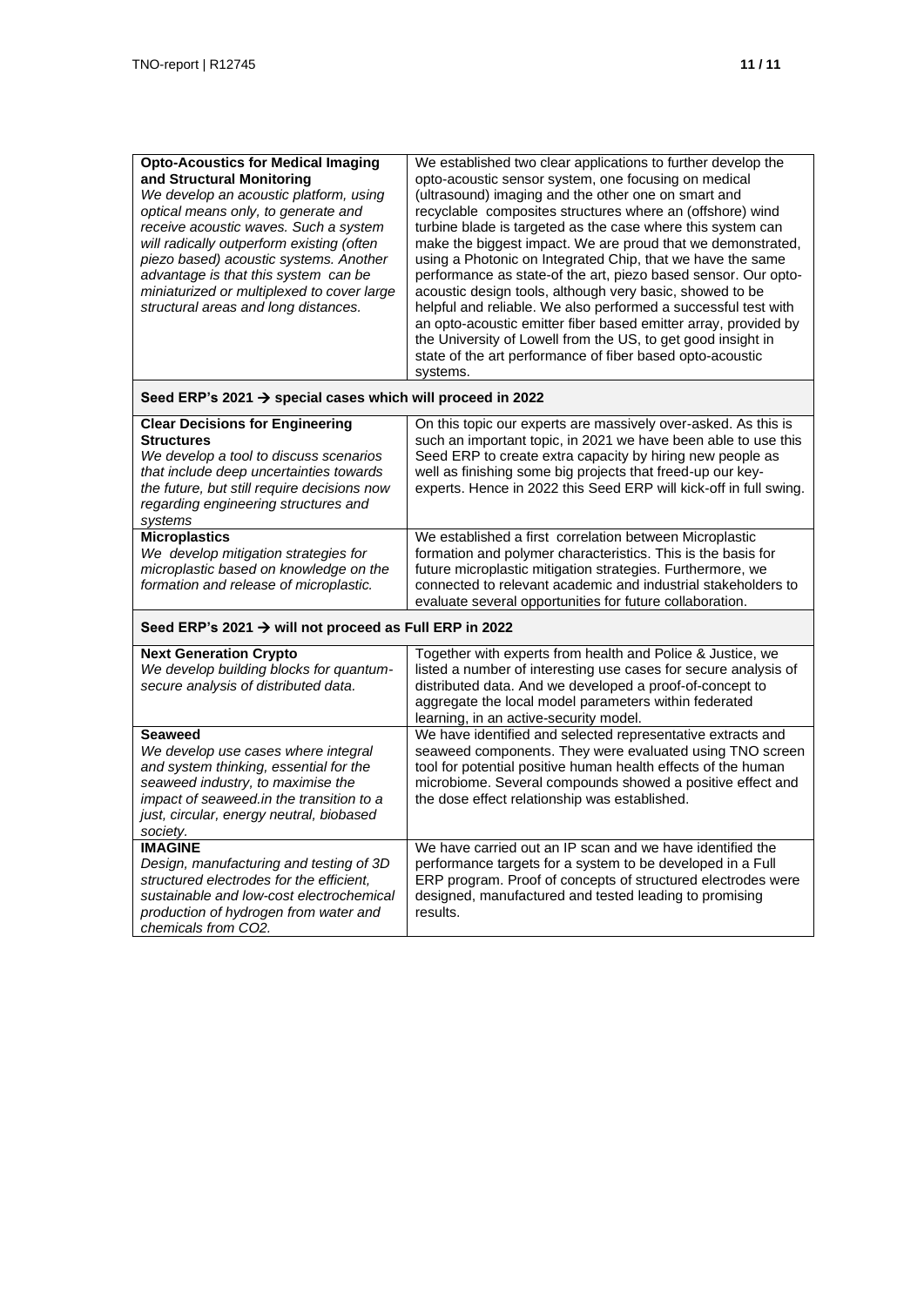| | |
|---|---|
| **Opto-Acoustics for Medical Imaging and Structural Monitoring**<br>*We develop an acoustic platform, using optical means only, to generate and receive acoustic waves. Such a system will radically outperform existing (often piezo based) acoustic systems. Another advantage is that this system can be miniaturized or multiplexed to cover large structural areas and long distances.* | We established two clear applications to further develop the opto-acoustic sensor system, one focusing on medical (ultrasound) imaging and the other one on smart and recyclable composites structures where an (offshore) wind turbine blade is targeted as the case where this system can make the biggest impact. We are proud that we demonstrated, using a Photonic on Integrated Chip, that we have the same performance as state-of-the art, piezo based sensor. Our opto-acoustic design tools, although very basic, showed to be helpful and reliable. We also performed a successful test with an opto-acoustic emitter fiber based emitter array, provided by the University of Lowell from the US, to get good insight in state of the art performance of fiber based opto-acoustic systems. |
| **Seed ERP's 2021 → special cases which will proceed in 2022** | |
| **Clear Decisions for Engineering Structures**<br>*We develop a tool to discuss scenarios that include deep uncertainties towards the future, but still require decisions now regarding engineering structures and systems* | On this topic our experts are massively over-asked. As this is such an important topic, in 2021 we have been able to use this Seed ERP to create extra capacity by hiring new people as well as finishing some big projects that freed-up our key-experts. Hence in 2022 this Seed ERP will kick-off in full swing. |
| **Microplastics**<br>*We develop mitigation strategies for microplastic based on knowledge on the formation and release of microplastic.* | We established a first correlation between Microplastic formation and polymer characteristics. This is the basis for future microplastic mitigation strategies. Furthermore, we connected to relevant academic and industrial stakeholders to evaluate several opportunities for future collaboration. |
| **Seed ERP's 2021 → will not proceed as Full ERP in 2022** | |
| **Next Generation Crypto**<br>*We develop building blocks for quantum-secure analysis of distributed data.* | Together with experts from health and Police & Justice, we listed a number of interesting use cases for secure analysis of distributed data. And we developed a proof-of-concept to aggregate the local model parameters within federated learning, in an active-security model. |
| **Seaweed**<br>*We develop use cases where integral and system thinking, essential for the seaweed industry, to maximise the impact of seaweed.in the transition to a just, circular, energy neutral, biobased society.* | We have identified and selected representative extracts and seaweed components. They were evaluated using TNO screen tool for potential positive human health effects of the human microbiome. Several compounds showed a positive effect and the dose effect relationship was established. |
| **IMAGINE**<br>*Design, manufacturing and testing of 3D structured electrodes for the efficient, sustainable and low-cost electrochemical production of hydrogen from water and chemicals from CO2.* | We have carried out an IP scan and we have identified the performance targets for a system to be developed in a Full ERP program. Proof of concepts of structured electrodes were designed, manufactured and tested leading to promising results. |